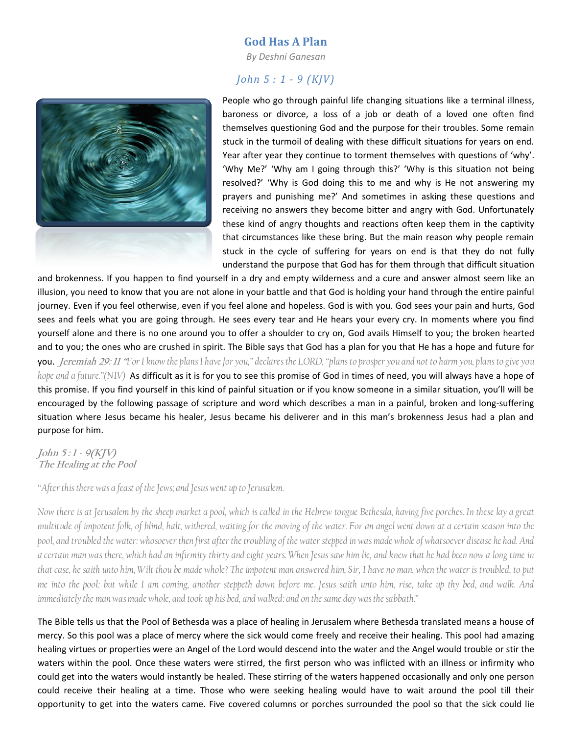# God Has A Plan

*By Deshni Ganesan*

## *John 5 : 1 - 9 (KJV)*

People who go through painful life changing situations like a terminal illness, baroness or divorce, a loss of a job or death of a loved one often find themselves questioning God and the purpose for their troubles. Some remain stuck in the turmoil of dealing with these difficult situations for years on end. Year after year they continue to torment themselves with questions of 'why'. 'Why Me?' 'Why am I going through this?' 'Why is this situation not being resolved?' 'Why is God doing this to me and why is He not answering my prayers and punishing me?' And sometimes in asking these questions and receiving no answers they become bitter and angry with God. Unfortunately these kind of angry thoughts and reactions often keep them in the captivity that circumstances like these bring. But the main reason why people remain stuck in the cycle of suffering for years on end is that they do not fully understand the purpose that God has for them through that difficult situation and brokenness. If you happen to find yourself in a dry and empty wilderness and a cure and answer almost seem like an illusion, you need to know that you are not alone in your battle and that God is holding your hand through the entire painful journey. Even if you feel otherwise, even if you feel alone and hopeless. God is with you. God sees your pain and hurts, God sees and feels what you are going through. He sees every tear and He hears your every cry. In moments where you find yourself alone and there is no one around you to offer a shoulder to cry on, God avails Himself to you; the broken hearted and to you; the ones who are crushed in spirit. The Bible says that God has a plan for you that He has a hope and future for you. ***Jeremiah 29: 11*** *"For I know the plans I have for you," declares the LORD, "plans to prosper you and not to harm you, plans to give you hope and a future."(NIV)* As difficult as it is for you to see this promise of God in times of need, you will always have a hope of this promise. If you find yourself in this kind of painful situation or if you know someone in a similar situation, you'll will be encouraged by the following passage of scripture and word which describes a man in a painful, broken and long-suffering situation where Jesus became his healer, Jesus became his deliverer and in this man's brokenness Jesus had a plan and purpose for him.

*John 5 : 1 - 9(KJV)*
*The Healing at the Pool*

*"After this there was a feast of the Jews; and Jesus went up to Jerusalem.*

*Now there is at Jerusalem by the sheep market a pool, which is called in the Hebrew tongue Bethesda, having five porches. In these lay a great multitude of impotent folk, of blind, halt, withered, waiting for the moving of the water. For an angel went down at a certain season into the pool, and troubled the water: whosoever then first after the troubling of the water stepped in was made whole of whatsoever disease he had. And a certain man was there, which had an infirmity thirty and eight years. When Jesus saw him lie, and knew that he had been now a long time in that case, he saith unto him, Wilt thou be made whole? The impotent man answered him, Sir, I have no man, when the water is troubled, to put me into the pool: but while I am coming, another steppeth down before me. Jesus saith unto him, rise, take up thy bed, and walk. And immediately the man was made whole, and took up his bed, and walked: and on the same day was the sabbath."*

The Bible tells us that the Pool of Bethesda was a place of healing in Jerusalem where Bethesda translated means a house of mercy. So this pool was a place of mercy where the sick would come freely and receive their healing. This pool had amazing healing virtues or properties were an Angel of the Lord would descend into the water and the Angel would trouble or stir the waters within the pool. Once these waters were stirred, the first person who was inflicted with an illness or infirmity who could get into the waters would instantly be healed. These stirring of the waters happened occasionally and only one person could receive their healing at a time. Those who were seeking healing would have to wait around the pool till their opportunity to get into the waters came. Five covered columns or porches surrounded the pool so that the sick could lie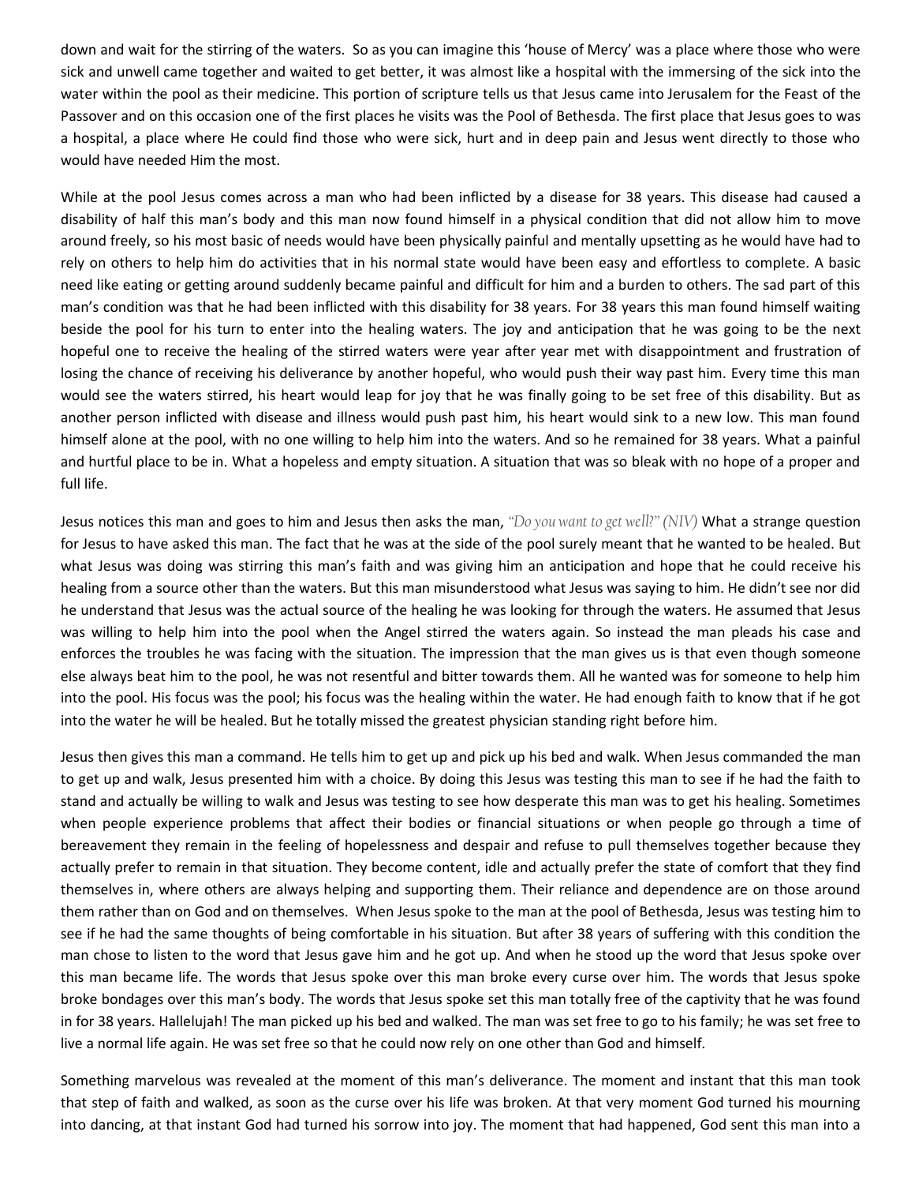down and wait for the stirring of the waters. So as you can imagine this 'house of Mercy' was a place where those who were sick and unwell came together and waited to get better, it was almost like a hospital with the immersing of the sick into the water within the pool as their medicine. This portion of scripture tells us that Jesus came into Jerusalem for the Feast of the Passover and on this occasion one of the first places he visits was the Pool of Bethesda. The first place that Jesus goes to was a hospital, a place where He could find those who were sick, hurt and in deep pain and Jesus went directly to those who would have needed Him the most.

While at the pool Jesus comes across a man who had been inflicted by a disease for 38 years. This disease had caused a disability of half this man's body and this man now found himself in a physical condition that did not allow him to move around freely, so his most basic of needs would have been physically painful and mentally upsetting as he would have had to rely on others to help him do activities that in his normal state would have been easy and effortless to complete. A basic need like eating or getting around suddenly became painful and difficult for him and a burden to others. The sad part of this man's condition was that he had been inflicted with this disability for 38 years. For 38 years this man found himself waiting beside the pool for his turn to enter into the healing waters. The joy and anticipation that he was going to be the next hopeful one to receive the healing of the stirred waters were year after year met with disappointment and frustration of losing the chance of receiving his deliverance by another hopeful, who would push their way past him. Every time this man would see the waters stirred, his heart would leap for joy that he was finally going to be set free of this disability. But as another person inflicted with disease and illness would push past him, his heart would sink to a new low. This man found himself alone at the pool, with no one willing to help him into the waters. And so he remained for 38 years. What a painful and hurtful place to be in. What a hopeless and empty situation. A situation that was so bleak with no hope of a proper and full life.

Jesus notices this man and goes to him and Jesus then asks the man, *"Do you want to get well?" (NIV)* What a strange question for Jesus to have asked this man. The fact that he was at the side of the pool surely meant that he wanted to be healed. But what Jesus was doing was stirring this man's faith and was giving him an anticipation and hope that he could receive his healing from a source other than the waters. But this man misunderstood what Jesus was saying to him. He didn't see nor did he understand that Jesus was the actual source of the healing he was looking for through the waters. He assumed that Jesus was willing to help him into the pool when the Angel stirred the waters again. So instead the man pleads his case and enforces the troubles he was facing with the situation. The impression that the man gives us is that even though someone else always beat him to the pool, he was not resentful and bitter towards them. All he wanted was for someone to help him into the pool. His focus was the pool; his focus was the healing within the water. He had enough faith to know that if he got into the water he will be healed. But he totally missed the greatest physician standing right before him.

Jesus then gives this man a command. He tells him to get up and pick up his bed and walk. When Jesus commanded the man to get up and walk, Jesus presented him with a choice. By doing this Jesus was testing this man to see if he had the faith to stand and actually be willing to walk and Jesus was testing to see how desperate this man was to get his healing. Sometimes when people experience problems that affect their bodies or financial situations or when people go through a time of bereavement they remain in the feeling of hopelessness and despair and refuse to pull themselves together because they actually prefer to remain in that situation. They become content, idle and actually prefer the state of comfort that they find themselves in, where others are always helping and supporting them. Their reliance and dependence are on those around them rather than on God and on themselves. When Jesus spoke to the man at the pool of Bethesda, Jesus was testing him to see if he had the same thoughts of being comfortable in his situation. But after 38 years of suffering with this condition the man chose to listen to the word that Jesus gave him and he got up. And when he stood up the word that Jesus spoke over this man became life. The words that Jesus spoke over this man broke every curse over him. The words that Jesus spoke broke bondages over this man's body. The words that Jesus spoke set this man totally free of the captivity that he was found in for 38 years. Hallelujah! The man picked up his bed and walked. The man was set free to go to his family; he was set free to live a normal life again. He was set free so that he could now rely on one other than God and himself.

Something marvelous was revealed at the moment of this man's deliverance. The moment and instant that this man took that step of faith and walked, as soon as the curse over his life was broken. At that very moment God turned his mourning into dancing, at that instant God had turned his sorrow into joy. The moment that had happened, God sent this man into a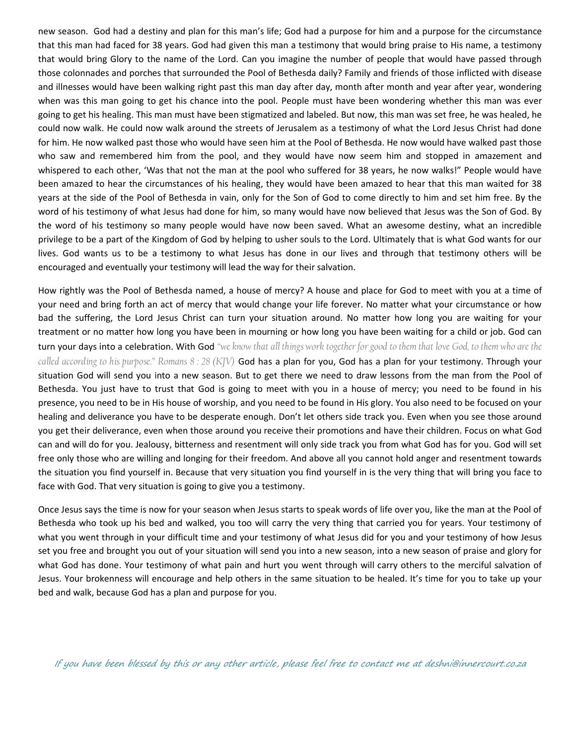new season. God had a destiny and plan for this man's life; God had a purpose for him and a purpose for the circumstance that this man had faced for 38 years. God had given this man a testimony that would bring praise to His name, a testimony that would bring Glory to the name of the Lord. Can you imagine the number of people that would have passed through those colonnades and porches that surrounded the Pool of Bethesda daily? Family and friends of those inflicted with disease and illnesses would have been walking right past this man day after day, month after month and year after year, wondering when was this man going to get his chance into the pool. People must have been wondering whether this man was ever going to get his healing. This man must have been stigmatized and labeled. But now, this man was set free, he was healed, he could now walk. He could now walk around the streets of Jerusalem as a testimony of what the Lord Jesus Christ had done for him. He now walked past those who would have seen him at the Pool of Bethesda. He now would have walked past those who saw and remembered him from the pool, and they would have now seem him and stopped in amazement and whispered to each other, 'Was that not the man at the pool who suffered for 38 years, he now walks!" People would have been amazed to hear the circumstances of his healing, they would have been amazed to hear that this man waited for 38 years at the side of the Pool of Bethesda in vain, only for the Son of God to come directly to him and set him free. By the word of his testimony of what Jesus had done for him, so many would have now believed that Jesus was the Son of God. By the word of his testimony so many people would have now been saved. What an awesome destiny, what an incredible privilege to be a part of the Kingdom of God by helping to usher souls to the Lord. Ultimately that is what God wants for our lives. God wants us to be a testimony to what Jesus has done in our lives and through that testimony others will be encouraged and eventually your testimony will lead the way for their salvation.

How rightly was the Pool of Bethesda named, a house of mercy? A house and place for God to meet with you at a time of your need and bring forth an act of mercy that would change your life forever. No matter what your circumstance or how bad the suffering, the Lord Jesus Christ can turn your situation around. No matter how long you are waiting for your treatment or no matter how long you have been in mourning or how long you have been waiting for a child or job. God can turn your days into a celebration. With God *"we know that all things work together for good to them that love God, to them who are the called according to his purpose." Romans 8 : 28 (KJV)* God has a plan for you, God has a plan for your testimony. Through your situation God will send you into a new season. But to get there we need to draw lessons from the man from the Pool of Bethesda. You just have to trust that God is going to meet with you in a house of mercy; you need to be found in his presence, you need to be in His house of worship, and you need to be found in His glory. You also need to be focused on your healing and deliverance you have to be desperate enough. Don't let others side track you. Even when you see those around you get their deliverance, even when those around you receive their promotions and have their children. Focus on what God can and will do for you. Jealousy, bitterness and resentment will only side track you from what God has for you. God will set free only those who are willing and longing for their freedom. And above all you cannot hold anger and resentment towards the situation you find yourself in. Because that very situation you find yourself in is the very thing that will bring you face to face with God. That very situation is going to give you a testimony.

Once Jesus says the time is now for your season when Jesus starts to speak words of life over you, like the man at the Pool of Bethesda who took up his bed and walked, you too will carry the very thing that carried you for years. Your testimony of what you went through in your difficult time and your testimony of what Jesus did for you and your testimony of how Jesus set you free and brought you out of your situation will send you into a new season, into a new season of praise and glory for what God has done. Your testimony of what pain and hurt you went through will carry others to the merciful salvation of Jesus. Your brokenness will encourage and help others in the same situation to be healed. It's time for you to take up your bed and walk, because God has a plan and purpose for you.

*If you have been blessed by this or any other article, please feel free to contact me at deshni@innercourt.co.za*